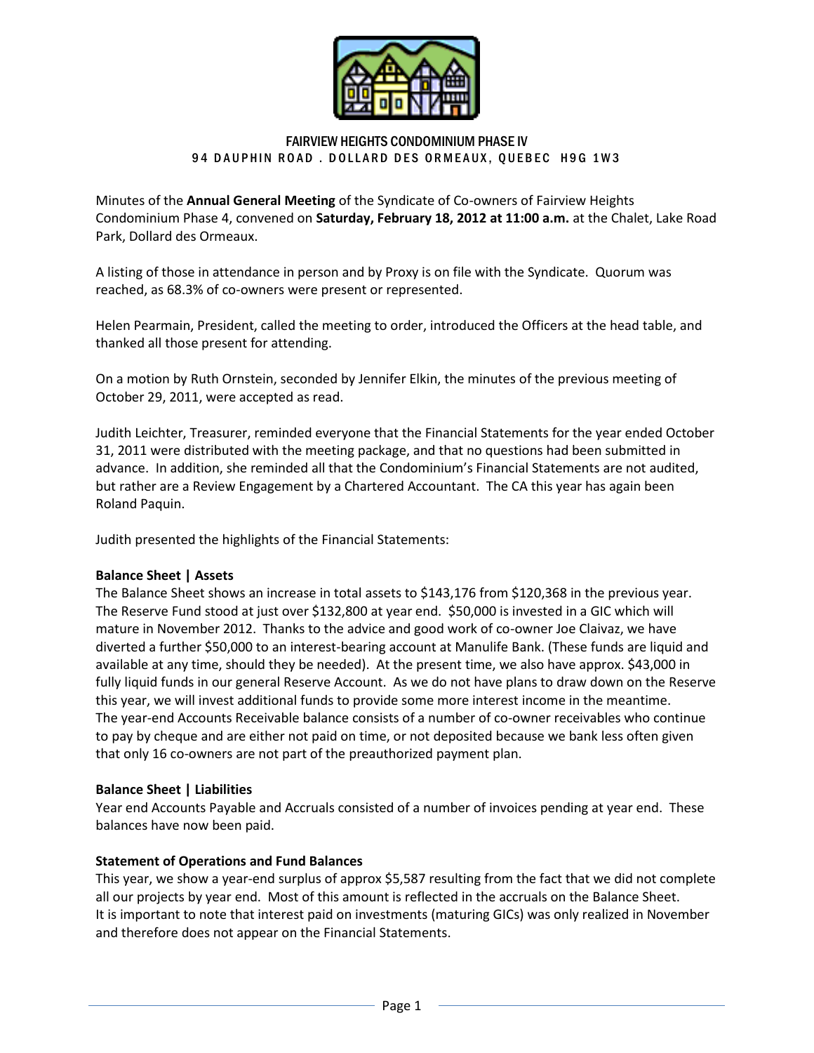FAIRVIEW HEIGHTS CONDOMINIUM PHASE IV
94 DAUPHIN ROAD . DOLLARD DES ORMEAUX, QUEBEC H9G 1W3

Minutes of the **Annual General Meeting** of the Syndicate of Co-owners of Fairview Heights Condominium Phase 4, convened on **Saturday, February 18, 2012 at 11:00 a.m.** at the Chalet, Lake Road Park, Dollard des Ormeaux.

A listing of those in attendance in person and by Proxy is on file with the Syndicate. Quorum was reached, as 68.3% of co-owners were present or represented.

Helen Pearmain, President, called the meeting to order, introduced the Officers at the head table, and thanked all those present for attending.

On a motion by Ruth Ornstein, seconded by Jennifer Elkin, the minutes of the previous meeting of October 29, 2011, were accepted as read.

Judith Leichter, Treasurer, reminded everyone that the Financial Statements for the year ended October 31, 2011 were distributed with the meeting package, and that no questions had been submitted in advance. In addition, she reminded all that the Condominium's Financial Statements are not audited, but rather are a Review Engagement by a Chartered Accountant. The CA this year has again been Roland Paquin.

Judith presented the highlights of the Financial Statements:

**Balance Sheet | Assets**
The Balance Sheet shows an increase in total assets to $143,176 from $120,368 in the previous year. The Reserve Fund stood at just over $132,800 at year end. $50,000 is invested in a GIC which will mature in November 2012. Thanks to the advice and good work of co-owner Joe Claivaz, we have diverted a further $50,000 to an interest-bearing account at Manulife Bank. (These funds are liquid and available at any time, should they be needed). At the present time, we also have approx. $43,000 in fully liquid funds in our general Reserve Account. As we do not have plans to draw down on the Reserve this year, we will invest additional funds to provide some more interest income in the meantime.
The year-end Accounts Receivable balance consists of a number of co-owner receivables who continue to pay by cheque and are either not paid on time, or not deposited because we bank less often given that only 16 co-owners are not part of the preauthorized payment plan.

**Balance Sheet | Liabilities**
Year end Accounts Payable and Accruals consisted of a number of invoices pending at year end. These balances have now been paid.

**Statement of Operations and Fund Balances**
This year, we show a year-end surplus of approx $5,587 resulting from the fact that we did not complete all our projects by year end. Most of this amount is reflected in the accruals on the Balance Sheet.
It is important to note that interest paid on investments (maturing GICs) was only realized in November and therefore does not appear on the Financial Statements.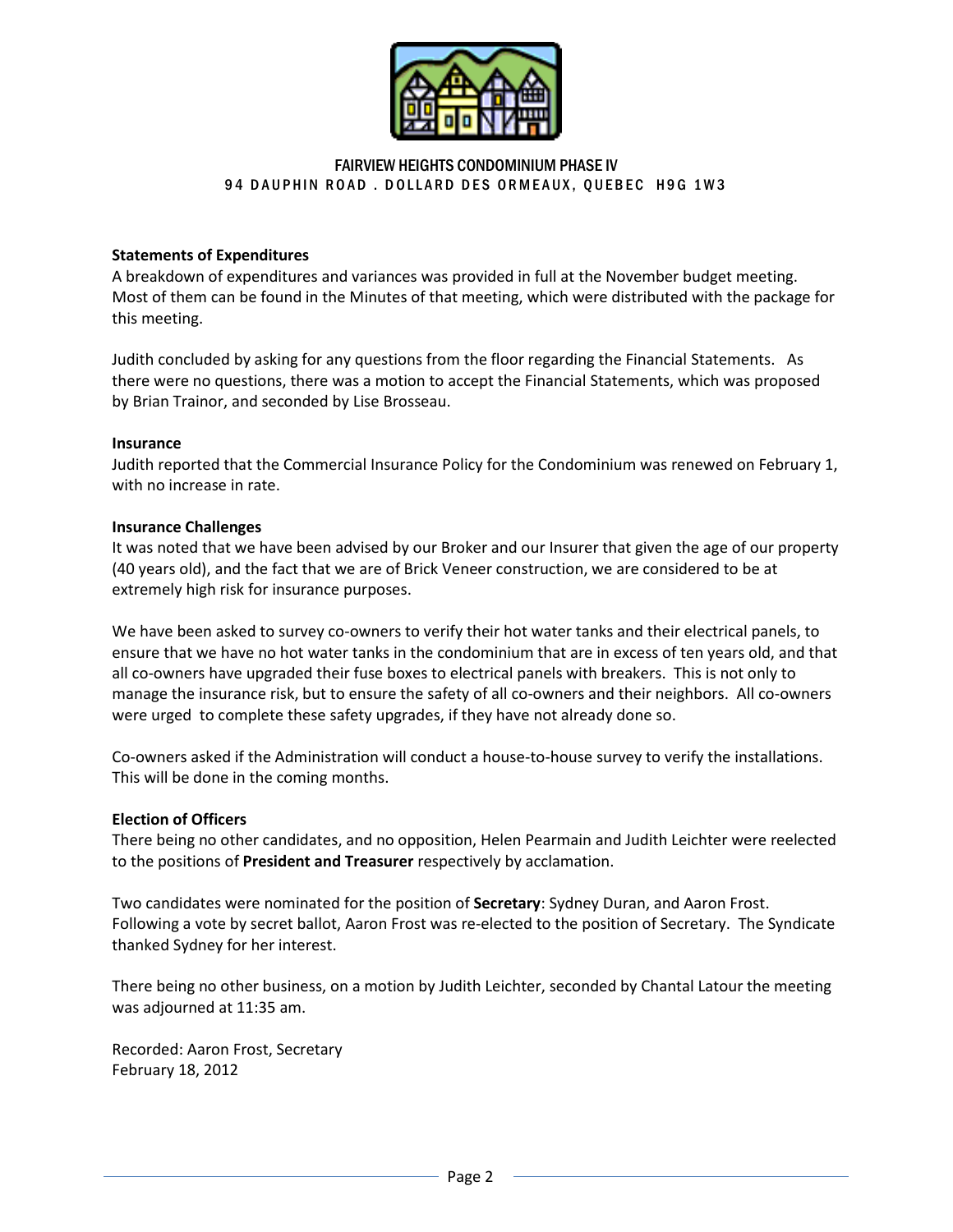FAIRVIEW HEIGHTS CONDOMINIUM PHASE IV
94 DAUPHIN ROAD . DOLLARD DES ORMEAUX, QUEBEC H9G 1W3

**Statements of Expenditures**
A breakdown of expenditures and variances was provided in full at the November budget meeting. Most of them can be found in the Minutes of that meeting, which were distributed with the package for this meeting.

Judith concluded by asking for any questions from the floor regarding the Financial Statements. As there were no questions, there was a motion to accept the Financial Statements, which was proposed by Brian Trainor, and seconded by Lise Brosseau.

**Insurance**
Judith reported that the Commercial Insurance Policy for the Condominium was renewed on February 1, with no increase in rate.

**Insurance Challenges**
It was noted that we have been advised by our Broker and our Insurer that given the age of our property (40 years old), and the fact that we are of Brick Veneer construction, we are considered to be at extremely high risk for insurance purposes.

We have been asked to survey co-owners to verify their hot water tanks and their electrical panels, to ensure that we have no hot water tanks in the condominium that are in excess of ten years old, and that all co-owners have upgraded their fuse boxes to electrical panels with breakers. This is not only to manage the insurance risk, but to ensure the safety of all co-owners and their neighbors. All co-owners were urged to complete these safety upgrades, if they have not already done so.

Co-owners asked if the Administration will conduct a house-to-house survey to verify the installations. This will be done in the coming months.

**Election of Officers**
There being no other candidates, and no opposition, Helen Pearmain and Judith Leichter were reelected to the positions of **President and Treasurer** respectively by acclamation.

Two candidates were nominated for the position of **Secretary**: Sydney Duran, and Aaron Frost. Following a vote by secret ballot, Aaron Frost was re-elected to the position of Secretary. The Syndicate thanked Sydney for her interest.

There being no other business, on a motion by Judith Leichter, seconded by Chantal Latour the meeting was adjourned at 11:35 am.

Recorded: Aaron Frost, Secretary
February 18, 2012